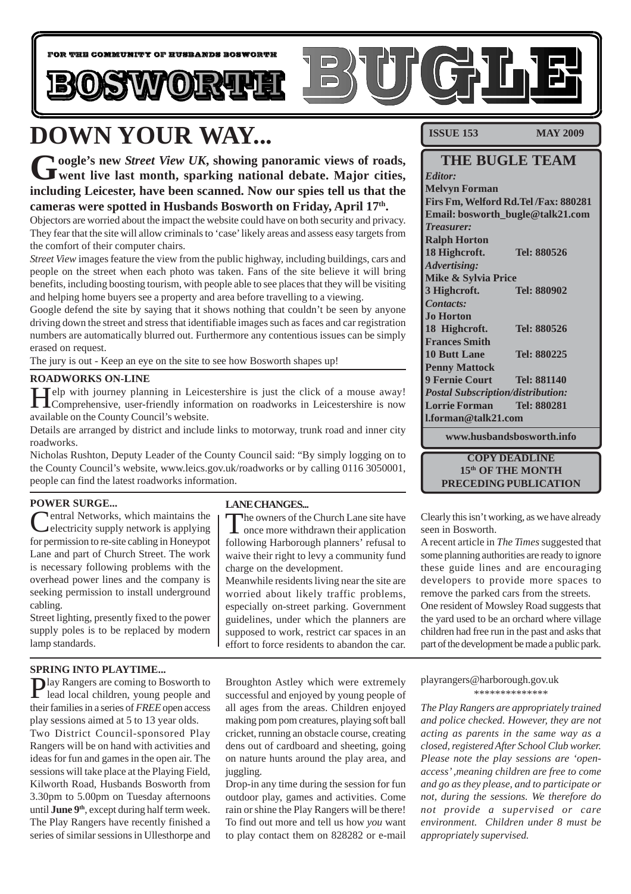FOR THE COMMUNITY OF HUSBANDS BOSWORTH

# BOSWORTH BUGLE

**ISSUE 153 MAY 2009**

## THE BUGLE TEAM

*Editor:*
**Melvyn Forman**
**Firs Fm, Welford Rd.Tel /Fax: 880281**
**Email: bosworth_bugle@talk21.com**
*Treasurer:*
**Ralph Horton**
**18 Highcroft. Tel: 880526**
*Advertising:*
**Mike & Sylvia Price**
**3 Highcroft. Tel: 880902**
*Contacts:*
**Jo Horton**
**18 Highcroft. Tel: 880526**
**Frances Smith**
**10 Butt Lane Tel: 880225**
**Penny Mattock**
**9 Fernie Court Tel: 881140**
*Postal Subscription/distribution:*
**Lorrie Forman Tel: 880281**
**l.forman@talk21.com**

**www.husbandsbosworth.info**

**COPY DEADLINE 15th OF THE MONTH PRECEDING PUBLICATION**

# DOWN YOUR WAY...

**Google's new *Street View UK*, showing panoramic views of roads, went live last month, sparking national debate. Major cities, including Leicester, have been scanned. Now our spies tell us that the cameras were spotted in Husbands Bosworth on Friday, April 17th.**

Objectors are worried about the impact the website could have on both security and privacy. They fear that the site will allow criminals to 'case' likely areas and assess easy targets from the comfort of their computer chairs.

*Street View* images feature the view from the public highway, including buildings, cars and people on the street when each photo was taken. Fans of the site believe it will bring benefits, including boosting tourism, with people able to see places that they will be visiting and helping home buyers see a property and area before travelling to a viewing.

Google defend the site by saying that it shows nothing that couldn't be seen by anyone driving down the street and stress that identifiable images such as faces and car registration numbers are automatically blurred out. Furthermore any contentious issues can be simply erased on request.

The jury is out - Keep an eye on the site to see how Bosworth shapes up!

### ROADWORKS ON-LINE

Help with journey planning in Leicestershire is just the click of a mouse away! Comprehensive, user-friendly information on roadworks in Leicestershire is now available on the County Council's website.

Details are arranged by district and include links to motorway, trunk road and inner city roadworks.

Nicholas Rushton, Deputy Leader of the County Council said: "By simply logging on to the County Council's website, www.leics.gov.uk/roadworks or by calling 0116 3050001, people can find the latest roadworks information.

### POWER SURGE...

Central Networks, which maintains the electricity supply network is applying for permission to re-site cabling in Honeypot Lane and part of Church Street. The work is necessary following problems with the overhead power lines and the company is seeking permission to install underground cabling.

Street lighting, presently fixed to the power supply poles is to be replaced by modern lamp standards.

### LANE CHANGES...

The owners of the Church Lane site have once more withdrawn their application following Harborough planners' refusal to waive their right to levy a community fund charge on the development.

Meanwhile residents living near the site are worried about likely traffic problems, especially on-street parking. Government guidelines, under which the planners are supposed to work, restrict car spaces in an effort to force residents to abandon the car. Clearly this isn't working, as we have already seen in Bosworth.

A recent article in *The Times* suggested that some planning authorities are ready to ignore these guide lines and are encouraging developers to provide more spaces to remove the parked cars from the streets.

One resident of Mowsley Road suggests that the yard used to be an orchard where village children had free run in the past and asks that part of the development be made a public park.

### SPRING INTO PLAYTIME...

Play Rangers are coming to Bosworth to lead local children, young people and their families in a series of *FREE* open access play sessions aimed at 5 to 13 year olds.

Two District Council-sponsored Play Rangers will be on hand with activities and ideas for fun and games in the open air. The sessions will take place at the Playing Field, Kilworth Road, Husbands Bosworth from 3.30pm to 5.00pm on Tuesday afternoons until **June 9th**, except during half term week. The Play Rangers have recently finished a series of similar sessions in Ullesthorpe and Broughton Astley which were extremely successful and enjoyed by young people of all ages from the areas. Children enjoyed making pom pom creatures, playing soft ball cricket, running an obstacle course, creating dens out of cardboard and sheeting, going on nature hunts around the play area, and juggling.

Drop-in any time during the session for fun outdoor play, games and activities. Come rain or shine the Play Rangers will be there! To find out more and tell us how *you* want to play contact them on 828282 or e-mail playrangers@harborough.gov.uk

**************

*The Play Rangers are appropriately trained and police checked. However, they are not acting as parents in the same way as a closed, registered After School Club worker. Please note the play sessions are 'open-access' ,meaning children are free to come and go as they please, and to participate or not, during the sessions. We therefore do not provide a supervised or care environment. Children under 8 must be appropriately supervised.*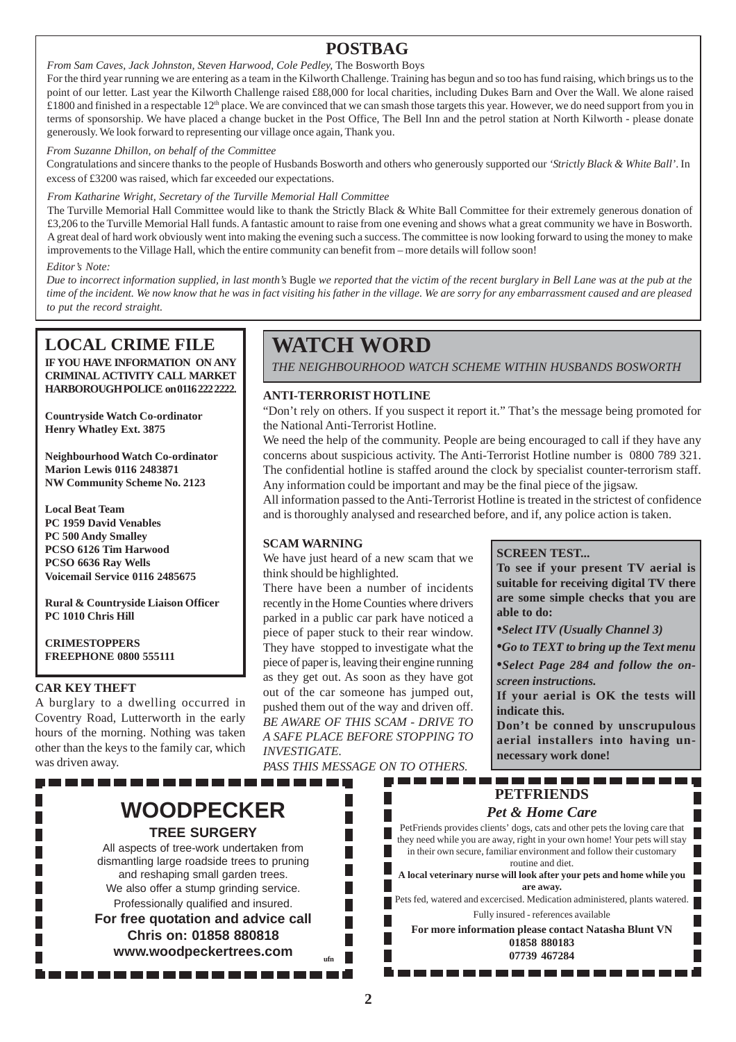## POSTBAG

*From Sam Caves, Jack Johnston, Steven Harwood, Cole Pedley,* The Bosworth Boys

For the third year running we are entering as a team in the Kilworth Challenge. Training has begun and so too has fund raising, which brings us to the point of our letter. Last year the Kilworth Challenge raised £88,000 for local charities, including Dukes Barn and Over the Wall. We alone raised £1800 and finished in a respectable 12th place. We are convinced that we can smash those targets this year. However, we do need support from you in terms of sponsorship. We have placed a change bucket in the Post Office, The Bell Inn and the petrol station at North Kilworth - please donate generously. We look forward to representing our village once again, Thank you.

*From Suzanne Dhillon, on behalf of the Committee*

Congratulations and sincere thanks to the people of Husbands Bosworth and others who generously supported our *'Strictly Black & White Ball'*. In excess of £3200 was raised, which far exceeded our expectations.

*From Katharine Wright, Secretary of the Turville Memorial Hall Committee*

The Turville Memorial Hall Committee would like to thank the Strictly Black & White Ball Committee for their extremely generous donation of £3,206 to the Turville Memorial Hall funds. A fantastic amount to raise from one evening and shows what a great community we have in Bosworth. A great deal of hard work obviously went into making the evening such a success. The committee is now looking forward to using the money to make improvements to the Village Hall, which the entire community can benefit from – more details will follow soon!

*Editor's Note:*

*Due to incorrect information supplied, in last month's* Bugle *we reported that the victim of the recent burglary in Bell Lane was at the pub at the time of the incident. We now know that he was in fact visiting his father in the village. We are sorry for any embarrassment caused and are pleased to put the record straight.*

## LOCAL CRIME FILE

**IF YOU HAVE INFORMATION ON ANY CRIMINAL ACTIVITY CALL MARKET HARBOROUGH POLICE on 0116 222 2222.**

**Countryside Watch Co-ordinator**
**Henry Whatley Ext. 3875**

**Neighbourhood Watch Co-ordinator**
**Marion Lewis 0116 2483871**
**NW Community Scheme No. 2123**

**Local Beat Team**
**PC 1959 David Venables**
**PC 500 Andy Smalley**
**PCSO 6126 Tim Harwood**
**PCSO 6636 Ray Wells**
**Voicemail Service 0116 2485675**

**Rural & Countryside Liaison Officer**
**PC 1010 Chris Hill**

**CRIMESTOPPERS**
**FREEPHONE 0800 555111**

### CAR KEY THEFT

A burglary to a dwelling occurred in Coventry Road, Lutterworth in the early hours of the morning. Nothing was taken other than the keys to the family car, which was driven away.

## WATCH WORD

*THE NEIGHBOURHOOD WATCH SCHEME WITHIN HUSBANDS BOSWORTH*

### ANTI-TERRORIST HOTLINE

"Don't rely on others. If you suspect it report it." That's the message being promoted for the National Anti-Terrorist Hotline.

We need the help of the community. People are being encouraged to call if they have any concerns about suspicious activity. The Anti-Terrorist Hotline number is 0800 789 321. The confidential hotline is staffed around the clock by specialist counter-terrorism staff. Any information could be important and may be the final piece of the jigsaw.

All information passed to the Anti-Terrorist Hotline is treated in the strictest of confidence and is thoroughly analysed and researched before, and if, any police action is taken.

### SCAM WARNING

We have just heard of a new scam that we think should be highlighted.

There have been a number of incidents recently in the Home Counties where drivers parked in a public car park have noticed a piece of paper stuck to their rear window. They have stopped to investigate what the piece of paper is, leaving their engine running as they get out. As soon as they have got out of the car someone has jumped out, pushed them out of the way and driven off.

*BE AWARE OF THIS SCAM - DRIVE TO A SAFE PLACE BEFORE STOPPING TO INVESTIGATE.*

*PASS THIS MESSAGE ON TO OTHERS.*

### SCREEN TEST...

**To see if your present TV aerial is suitable for receiving digital TV there are some simple checks that you are able to do:**

- ***Select ITV (Usually Channel 3)***
- ***Go to TEXT to bring up the Text menu***
- ***Select Page 284 and follow the on-screen instructions.***

**If your aerial is OK the tests will indicate this.**

**Don't be conned by unscrupulous aerial installers into having unnecessary work done!**

## WOODPECKER

**TREE SURGERY**

All aspects of tree-work undertaken from dismantling large roadside trees to pruning and reshaping small garden trees.
We also offer a stump grinding service.
Professionally qualified and insured.

**For free quotation and advice call**
**Chris on: 01858 880818**
**www.woodpeckertrees.com**

ufn

## PETFRIENDS

***Pet & Home Care***

PetFriends provides clients' dogs, cats and other pets the loving care that they need while you are away, right in your own home! Your pets will stay in their own secure, familiar environment and follow their customary routine and diet.

**A local veterinary nurse will look after your pets and home while you are away.**

Pets fed, watered and excercised. Medication administered, plants watered.

Fully insured - references available

**For more information please contact Natasha Blunt VN**
**01858 880183**
**07739 467284**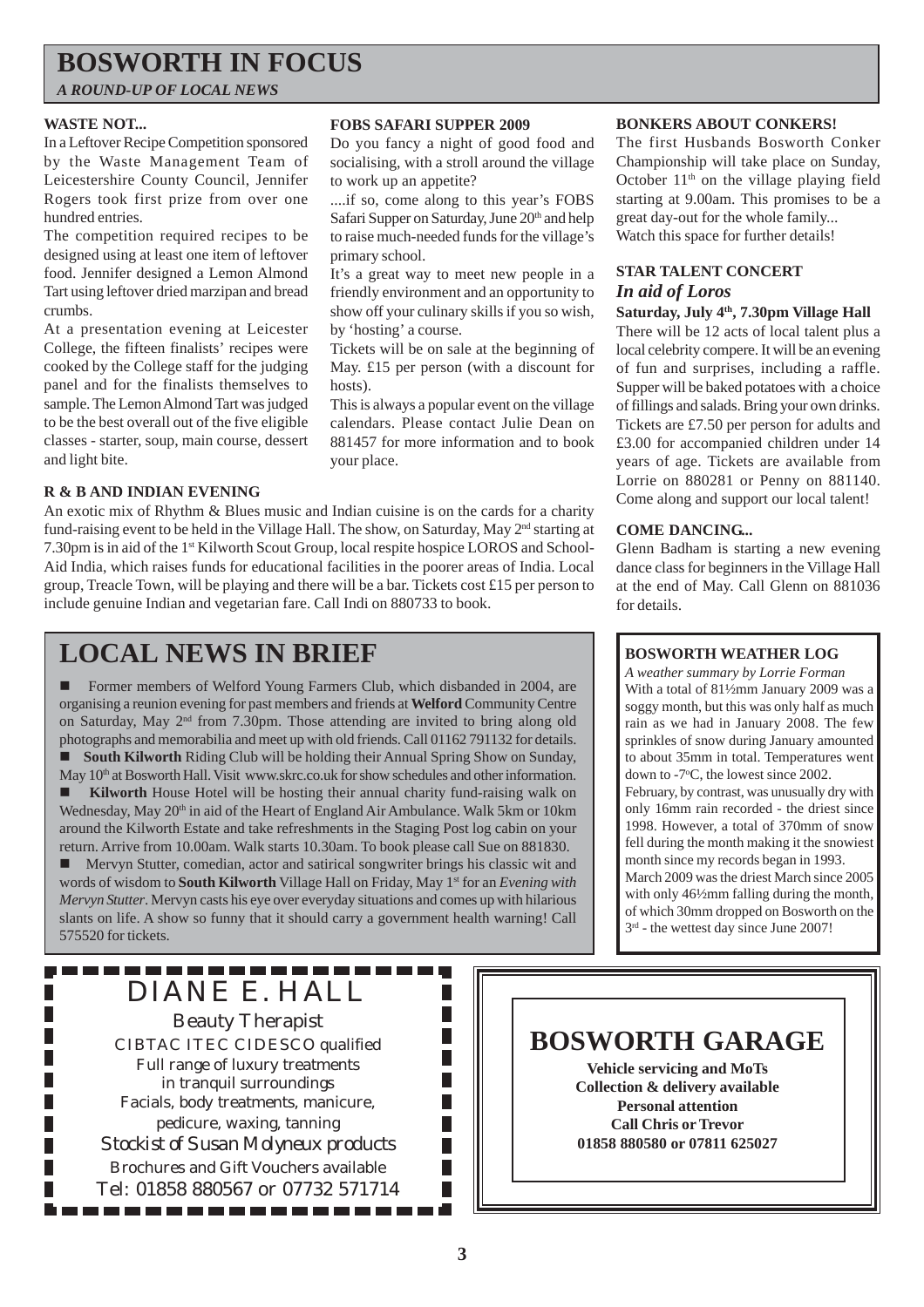# BOSWORTH IN FOCUS

*A ROUND-UP OF LOCAL NEWS*

### WASTE NOT...

In a Leftover Recipe Competition sponsored by the Waste Management Team of Leicestershire County Council, Jennifer Rogers took first prize from over one hundred entries.

The competition required recipes to be designed using at least one item of leftover food. Jennifer designed a Lemon Almond Tart using leftover dried marzipan and bread crumbs.

At a presentation evening at Leicester College, the fifteen finalists' recipes were cooked by the College staff for the judging panel and for the finalists themselves to sample. The Lemon Almond Tart was judged to be the best overall out of the five eligible classes - starter, soup, main course, dessert and light bite.

### FOBS SAFARI SUPPER 2009

Do you fancy a night of good food and socialising, with a stroll around the village to work up an appetite?

....if so, come along to this year's FOBS Safari Supper on Saturday, June 20th and help to raise much-needed funds for the village's primary school.

It's a great way to meet new people in a friendly environment and an opportunity to show off your culinary skills if you so wish, by 'hosting' a course.

Tickets will be on sale at the beginning of May. £15 per person (with a discount for hosts).

This is always a popular event on the village calendars. Please contact Julie Dean on 881457 for more information and to book your place.

### R & B AND INDIAN EVENING

An exotic mix of Rhythm & Blues music and Indian cuisine is on the cards for a charity fund-raising event to be held in the Village Hall. The show, on Saturday, May 2nd starting at 7.30pm is in aid of the 1st Kilworth Scout Group, local respite hospice LOROS and School-Aid India, which raises funds for educational facilities in the poorer areas of India. Local group, Treacle Town, will be playing and there will be a bar. Tickets cost £15 per person to include genuine Indian and vegetarian fare. Call Indi on 880733 to book.

### BONKERS ABOUT CONKERS!

The first Husbands Bosworth Conker Championship will take place on Sunday, October 11th on the village playing field starting at 9.00am. This promises to be a great day-out for the whole family... Watch this space for further details!

### STAR TALENT CONCERT

*In aid of Loros*

**Saturday, July 4th, 7.30pm Village Hall**

There will be 12 acts of local talent plus a local celebrity compere. It will be an evening of fun and surprises, including a raffle. Supper will be baked potatoes with a choice of fillings and salads. Bring your own drinks. Tickets are £7.50 per person for adults and £3.00 for accompanied children under 14 years of age. Tickets are available from Lorrie on 880281 or Penny on 881140. Come along and support our local talent!

### COME DANCING...

Glenn Badham is starting a new evening dance class for beginners in the Village Hall at the end of May. Call Glenn on 881036 for details.

## LOCAL NEWS IN BRIEF

- Former members of Welford Young Farmers Club, which disbanded in 2004, are organising a reunion evening for past members and friends at **Welford** Community Centre on Saturday, May 2nd from 7.30pm. Those attending are invited to bring along old photographs and memorabilia and meet up with old friends. Call 01162 791132 for details.
- **South Kilworth** Riding Club will be holding their Annual Spring Show on Sunday, May 10th at Bosworth Hall. Visit www.skrc.co.uk for show schedules and other information.
- **Kilworth** House Hotel will be hosting their annual charity fund-raising walk on Wednesday, May 20th in aid of the Heart of England Air Ambulance. Walk 5km or 10km around the Kilworth Estate and take refreshments in the Staging Post log cabin on your return. Arrive from 10.00am. Walk starts 10.30am. To book please call Sue on 881830.
- Mervyn Stutter, comedian, actor and satirical songwriter brings his classic wit and words of wisdom to **South Kilworth** Village Hall on Friday, May 1st for an *Evening with Mervyn Stutter*. Mervyn casts his eye over everyday situations and comes up with hilarious slants on life. A show so funny that it should carry a government health warning! Call 575520 for tickets.

### BOSWORTH WEATHER LOG

*A weather summary by Lorrie Forman*

With a total of 81½mm January 2009 was a soggy month, but this was only half as much rain as we had in January 2008. The few sprinkles of snow during January amounted to about 35mm in total. Temperatures went down to -7°C, the lowest since 2002.

February, by contrast, was unusually dry with only 16mm rain recorded - the driest since 1998. However, a total of 370mm of snow fell during the month making it the snowiest month since my records began in 1993.

March 2009 was the driest March since 2005 with only 46½mm falling during the month, of which 30mm dropped on Bosworth on the 3rd - the wettest day since June 2007!

---

**DIANE E. HALL**

Beauty Therapist

CIBTAC ITEC CIDESCO qualified

Full range of luxury treatments in tranquil surroundings

Facials, body treatments, manicure, pedicure, waxing, tanning

*Stockist of Susan Molyneux products*

Brochures and Gift Vouchers available

Tel: 01858 880567 or 07732 571714

---

**BOSWORTH GARAGE**

**Vehicle servicing and MoTs**
**Collection & delivery available**
**Personal attention**
**Call Chris or Trevor**
**01858 880580 or 07811 625027**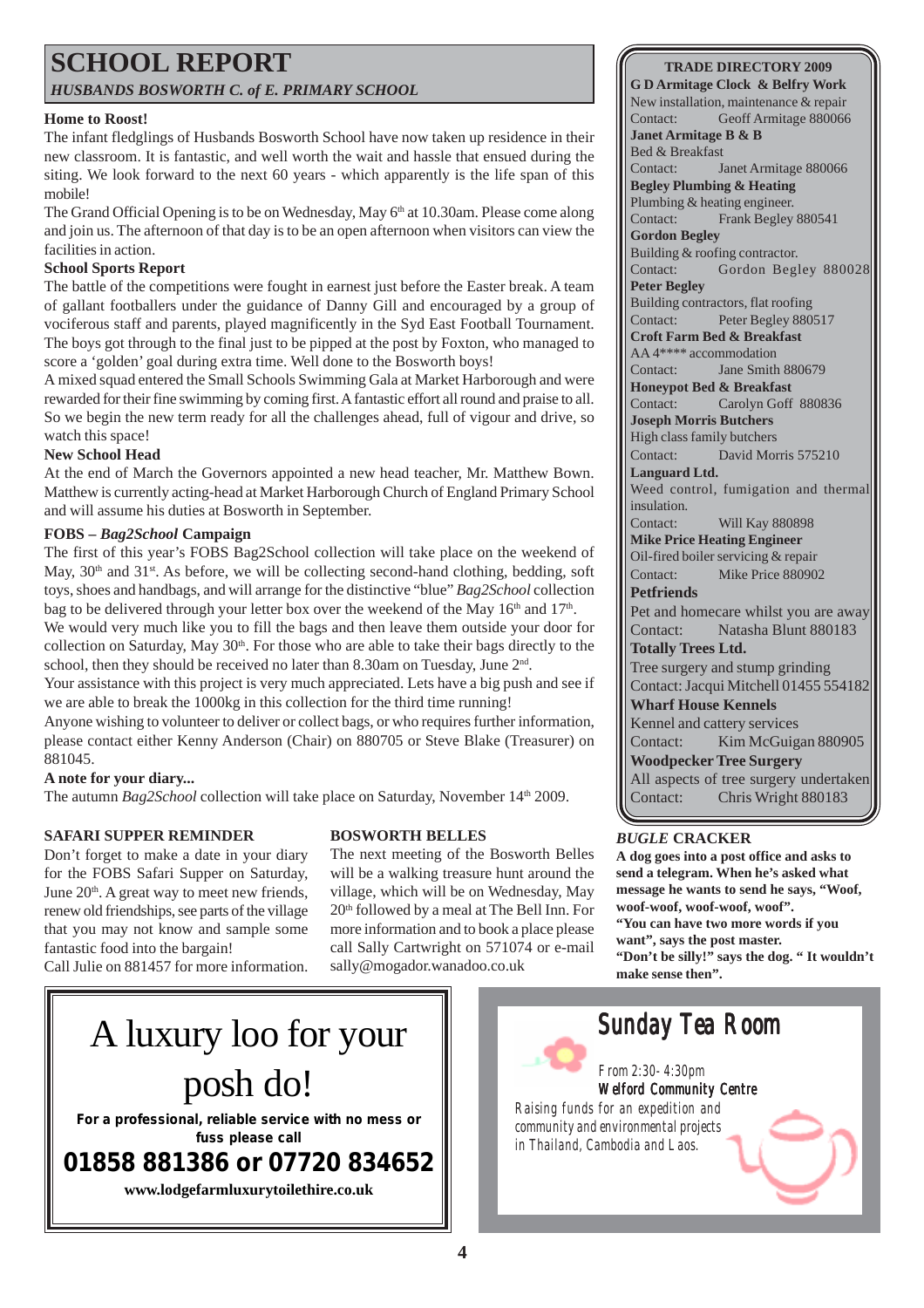# SCHOOL REPORT

*HUSBANDS BOSWORTH C. of E. PRIMARY SCHOOL*

**Home to Roost!**

The infant fledglings of Husbands Bosworth School have now taken up residence in their new classroom. It is fantastic, and well worth the wait and hassle that ensued during the siting. We look forward to the next 60 years - which apparently is the life span of this mobile!

The Grand Official Opening is to be on Wednesday, May 6th at 10.30am. Please come along and join us. The afternoon of that day is to be an open afternoon when visitors can view the facilities in action.

**School Sports Report**

The battle of the competitions were fought in earnest just before the Easter break. A team of gallant footballers under the guidance of Danny Gill and encouraged by a group of vociferous staff and parents, played magnificently in the Syd East Football Tournament. The boys got through to the final just to be pipped at the post by Foxton, who managed to score a 'golden' goal during extra time. Well done to the Bosworth boys!

A mixed squad entered the Small Schools Swimming Gala at Market Harborough and were rewarded for their fine swimming by coming first. A fantastic effort all round and praise to all. So we begin the new term ready for all the challenges ahead, full of vigour and drive, so watch this space!

**New School Head**

At the end of March the Governors appointed a new head teacher, Mr. Matthew Bown. Matthew is currently acting-head at Market Harborough Church of England Primary School and will assume his duties at Bosworth in September.

**FOBS – *Bag2School* Campaign**

The first of this year's FOBS Bag2School collection will take place on the weekend of May, 30th and 31st. As before, we will be collecting second-hand clothing, bedding, soft toys, shoes and handbags, and will arrange for the distinctive "blue" *Bag2School* collection bag to be delivered through your letter box over the weekend of the May 16th and 17th.

We would very much like you to fill the bags and then leave them outside your door for collection on Saturday, May 30th. For those who are able to take their bags directly to the school, then they should be received no later than 8.30am on Tuesday, June 2nd.

Your assistance with this project is very much appreciated. Lets have a big push and see if we are able to break the 1000kg in this collection for the third time running!

Anyone wishing to volunteer to deliver or collect bags, or who requires further information, please contact either Kenny Anderson (Chair) on 880705 or Steve Blake (Treasurer) on 881045.

**A note for your diary...**

The autumn *Bag2School* collection will take place on Saturday, November 14th 2009.

**SAFARI SUPPER REMINDER**

Don't forget to make a date in your diary for the FOBS Safari Supper on Saturday, June 20th. A great way to meet new friends, renew old friendships, see parts of the village that you may not know and sample some fantastic food into the bargain!

Call Julie on 881457 for more information.

**BOSWORTH BELLES**

The next meeting of the Bosworth Belles will be a walking treasure hunt around the village, which will be on Wednesday, May 20th followed by a meal at The Bell Inn. For more information and to book a place please call Sally Cartwright on 571074 or e-mail sally@mogador.wanadoo.co.uk

**TRADE DIRECTORY 2009**

**G D Armitage Clock & Belfry Work**
New installation, maintenance & repair
Contact: Geoff Armitage 880066

**Janet Armitage B & B**
Bed & Breakfast
Contact: Janet Armitage 880066

**Begley Plumbing & Heating**
Plumbing & heating engineer.
Contact: Frank Begley 880541

**Gordon Begley**
Building & roofing contractor.
Contact: Gordon Begley 880028

**Peter Begley**
Building contractors, flat roofing
Contact: Peter Begley 880517

**Croft Farm Bed & Breakfast**
AA 4**** accommodation
Contact: Jane Smith 880679

**Honeypot Bed & Breakfast**
Contact: Carolyn Goff 880836

**Joseph Morris Butchers**
High class family butchers
Contact: David Morris 575210

**Languard Ltd.**
Weed control, fumigation and thermal insulation.
Contact: Will Kay 880898

**Mike Price Heating Engineer**
Oil-fired boiler servicing & repair
Contact: Mike Price 880902

**Petfriends**
Pet and homecare whilst you are away
Contact: Natasha Blunt 880183

**Totally Trees Ltd.**
Tree surgery and stump grinding
Contact: Jacqui Mitchell 01455 554182

**Wharf House Kennels**
Kennel and cattery services
Contact: Kim McGuigan 880905

**Woodpecker Tree Surgery**
All aspects of tree surgery undertaken
Contact: Chris Wright 880183

***BUGLE* CRACKER**

**A dog goes into a post office and asks to send a telegram. When he's asked what message he wants to send he says, "Woof, woof-woof, woof-woof, woof".**
**"You can have two more words if you want", says the post master.**
**"Don't be silly!" says the dog. " It wouldn't make sense then".**

A luxury loo for your posh do!

**For a professional, reliable service with no mess or fuss please call**

**01858 881386 or 07720 834652**

**www.lodgefarmluxurytoilethire.co.uk**

**Sunday Tea Room**

From 2:30- 4:30pm
**Welford Community Centre**
Raising funds for an expedition and community and environmental projects in Thailand, Cambodia and Laos.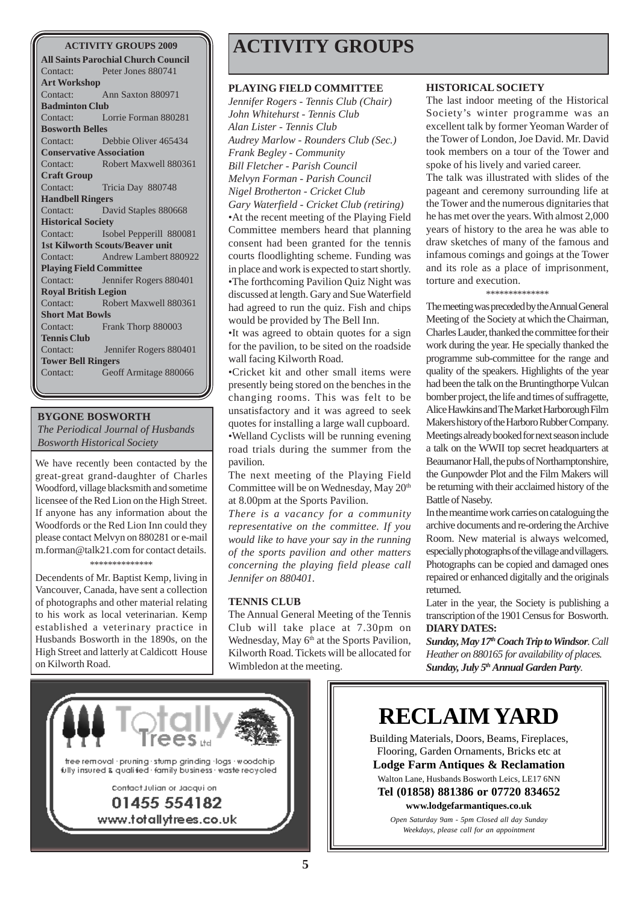## ACTIVITY GROUPS 2009

**All Saints Parochial Church Council**
Contact: Peter Jones 880741

**Art Workshop**
Contact: Ann Saxton 880971

**Badminton Club**
Contact: Lorrie Forman 880281

**Bosworth Belles**
Contact: Debbie Oliver 465434

**Conservative Association**
Contact: Robert Maxwell 880361

**Craft Group**
Contact: Tricia Day 880748

**Handbell Ringers**
Contact: David Staples 880668

**Historical Society**
Contact: Isobel Pepperill 880081

**1st Kilworth Scouts/Beaver unit**
Contact: Andrew Lambert 880922

**Playing Field Committee**
Contact: Jennifer Rogers 880401

**Royal British Legion**
Contact: Robert Maxwell 880361

**Short Mat Bowls**
Contact: Frank Thorp 880003

**Tennis Club**
Contact: Jennifer Rogers 880401

**Tower Bell Ringers**
Contact: Geoff Armitage 880066

## BYGONE BOSWORTH

*The Periodical Journal of Husbands Bosworth Historical Society*

We have recently been contacted by the great-great grand-daughter of Charles Woodford, village blacksmith and sometime licensee of the Red Lion on the High Street. If anyone has any information about the Woodfords or the Red Lion Inn could they please contact Melvyn on 880281 or e-mail m.forman@talk21.com for contact details.

\*\*\*\*\*\*\*\*\*\*\*\*\*\*

Decendents of Mr. Baptist Kemp, living in Vancouver, Canada, have sent a collection of photographs and other material relating to his work as local veterinarian. Kemp established a veterinary practice in Husbands Bosworth in the 1890s, on the High Street and latterly at Caldicott House on Kilworth Road.

# ACTIVITY GROUPS

### PLAYING FIELD COMMITTEE

*Jennifer Rogers - Tennis Club (Chair)*
*John Whitehurst - Tennis Club*
*Alan Lister - Tennis Club*
*Audrey Marlow - Rounders Club (Sec.)*
*Frank Begley - Community*
*Bill Fletcher - Parish Council*
*Melvyn Forman - Parish Council*
*Nigel Brotherton - Cricket Club*
*Gary Waterfield - Cricket Club (retiring)*

•At the recent meeting of the Playing Field Committee members heard that planning consent had been granted for the tennis courts floodlighting scheme. Funding was in place and work is expected to start shortly.

•The forthcoming Pavilion Quiz Night was discussed at length. Gary and Sue Waterfield had agreed to run the quiz. Fish and chips would be provided by The Bell Inn.

•It was agreed to obtain quotes for a sign for the pavilion, to be sited on the roadside wall facing Kilworth Road.

•Cricket kit and other small items were presently being stored on the benches in the changing rooms. This was felt to be unsatisfactory and it was agreed to seek quotes for installing a large wall cupboard.

•Welland Cyclists will be running evening road trials during the summer from the pavilion.

The next meeting of the Playing Field Committee will be on Wednesday, May 20th at 8.00pm at the Sports Pavilion.

*There is a vacancy for a community representative on the committee. If you would like to have your say in the running of the sports pavilion and other matters concerning the playing field please call Jennifer on 880401.*

### TENNIS CLUB

The Annual General Meeting of the Tennis Club will take place at 7.30pm on Wednesday, May 6th at the Sports Pavilion, Kilworth Road. Tickets will be allocated for Wimbledon at the meeting.

### HISTORICAL SOCIETY

The last indoor meeting of the Historical Society's winter programme was an excellent talk by former Yeoman Warder of the Tower of London, Joe David. Mr. David took members on a tour of the Tower and spoke of his lively and varied career.

The talk was illustrated with slides of the pageant and ceremony surrounding life at the Tower and the numerous dignitaries that he has met over the years. With almost 2,000 years of history to the area he was able to draw sketches of many of the famous and infamous comings and goings at the Tower and its role as a place of imprisonment, torture and execution.

\*\*\*\*\*\*\*\*\*\*\*\*\*\*

The meeting was preceded by the Annual General Meeting of the Society at which the Chairman, Charles Lauder, thanked the committee for their work during the year. He specially thanked the programme sub-committee for the range and quality of the speakers. Highlights of the year had been the talk on the Bruntingthorpe Vulcan bomber project, the life and times of suffragette, Alice Hawkins and The Market Harborough Film Makers history of the Harboro Rubber Company. Meetings already booked for next season include a talk on the WWII top secret headquarters at Beaumanor Hall, the pubs of Northamptonshire, the Gunpowder Plot and the Film Makers will be returning with their acclaimed history of the Battle of Naseby.

In the meantime work carries on cataloguing the archive documents and re-ordering the Archive Room. New material is always welcomed, especially photographs of the village and villagers. Photographs can be copied and damaged ones repaired or enhanced digitally and the originals returned.

Later in the year, the Society is publishing a transcription of the 1901 Census for Bosworth.

**DIARY DATES:**

***Sunday, May 17th Coach Trip to Windsor**. Call Heather on 880165 for availability of places.*

***Sunday, July 5th Annual Garden Party**.*

---

**Totally Trees Ltd**

tree removal · pruning · stump grinding · logs · woodchip
fully insured & qualified · family business · waste recycled

Contact Julian or Jacqui on
**01455 554182**
www.totallytrees.co.uk

---

# RECLAIM YARD

Building Materials, Doors, Beams, Fireplaces, Flooring, Garden Ornaments, Bricks etc at

**Lodge Farm Antiques & Reclamation**

Walton Lane, Husbands Bosworth Leics, LE17 6NN

**Tel (01858) 881386 or 07720 834652**

**www.lodgefarmantiques.co.uk**

*Open Saturday 9am - 5pm Closed all day Sunday*
*Weekdays, please call for an appointment*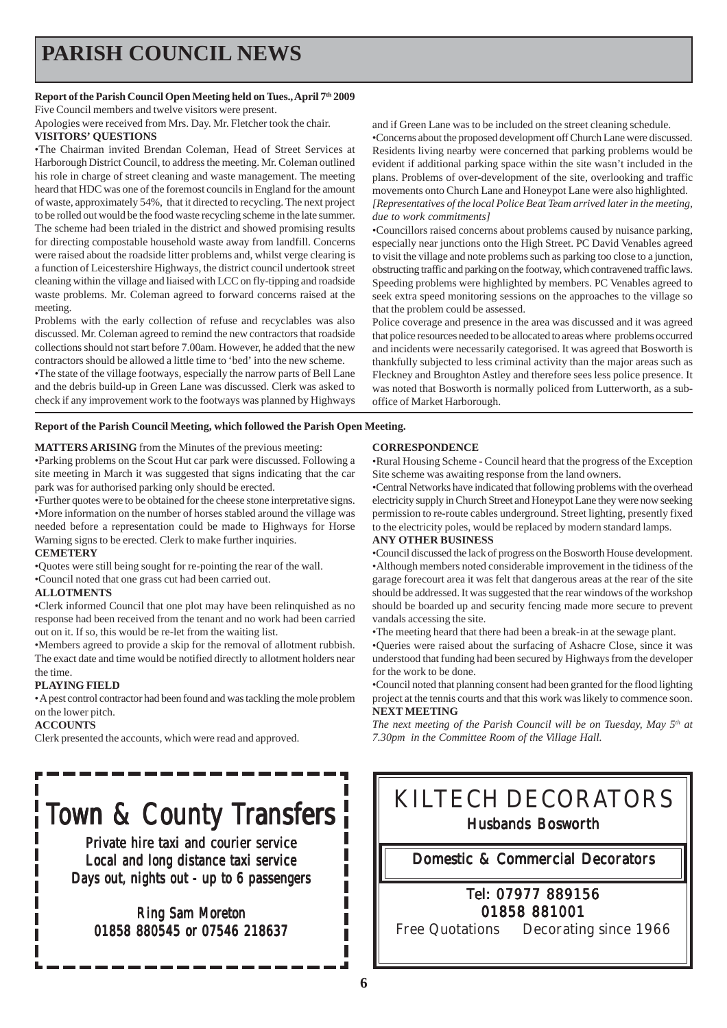# PARISH COUNCIL NEWS

**Report of the Parish Council Open Meeting held on Tues., April 7th 2009**

Five Council members and twelve visitors were present.

Apologies were received from Mrs. Day. Mr. Fletcher took the chair.

**VISITORS' QUESTIONS**

•The Chairman invited Brendan Coleman, Head of Street Services at Harborough District Council, to address the meeting. Mr. Coleman outlined his role in charge of street cleaning and waste management. The meeting heard that HDC was one of the foremost councils in England for the amount of waste, approximately 54%, that it directed to recycling. The next project to be rolled out would be the food waste recycling scheme in the late summer. The scheme had been trialed in the district and showed promising results for directing compostable household waste away from landfill. Concerns were raised about the roadside litter problems and, whilst verge clearing is a function of Leicestershire Highways, the district council undertook street cleaning within the village and liaised with LCC on fly-tipping and roadside waste problems. Mr. Coleman agreed to forward concerns raised at the meeting.

Problems with the early collection of refuse and recyclables was also discussed. Mr. Coleman agreed to remind the new contractors that roadside collections should not start before 7.00am. However, he added that the new contractors should be allowed a little time to 'bed' into the new scheme.

•The state of the village footways, especially the narrow parts of Bell Lane and the debris build-up in Green Lane was discussed. Clerk was asked to check if any improvement work to the footways was planned by Highways and if Green Lane was to be included on the street cleaning schedule.

•Concerns about the proposed development off Church Lane were discussed. Residents living nearby were concerned that parking problems would be evident if additional parking space within the site wasn't included in the plans. Problems of over-development of the site, overlooking and traffic movements onto Church Lane and Honeypot Lane were also highlighted.

*[Representatives of the local Police Beat Team arrived later in the meeting, due to work commitments]*

•Councillors raised concerns about problems caused by nuisance parking, especially near junctions onto the High Street. PC David Venables agreed to visit the village and note problems such as parking too close to a junction, obstructing traffic and parking on the footway, which contravened traffic laws. Speeding problems were highlighted by members. PC Venables agreed to seek extra speed monitoring sessions on the approaches to the village so that the problem could be assessed.

Police coverage and presence in the area was discussed and it was agreed that police resources needed to be allocated to areas where problems occurred and incidents were necessarily categorised. It was agreed that Bosworth is thankfully subjected to less criminal activity than the major areas such as Fleckney and Broughton Astley and therefore sees less police presence. It was noted that Bosworth is normally policed from Lutterworth, as a sub-office of Market Harborough.

**Report of the Parish Council Meeting, which followed the Parish Open Meeting.**

**MATTERS ARISING** from the Minutes of the previous meeting:

•Parking problems on the Scout Hut car park were discussed. Following a site meeting in March it was suggested that signs indicating that the car park was for authorised parking only should be erected.

•Further quotes were to be obtained for the cheese stone interpretative signs.

•More information on the number of horses stabled around the village was needed before a representation could be made to Highways for Horse Warning signs to be erected. Clerk to make further inquiries.

**CEMETERY**

•Quotes were still being sought for re-pointing the rear of the wall.

•Council noted that one grass cut had been carried out.

**ALLOTMENTS**

•Clerk informed Council that one plot may have been relinquished as no response had been received from the tenant and no work had been carried out on it. If so, this would be re-let from the waiting list.

•Members agreed to provide a skip for the removal of allotment rubbish. The exact date and time would be notified directly to allotment holders near the time.

**PLAYING FIELD**

•A pest control contractor had been found and was tackling the mole problem on the lower pitch.

**ACCOUNTS**

Clerk presented the accounts, which were read and approved.

**CORRESPONDENCE**

•Rural Housing Scheme - Council heard that the progress of the Exception Site scheme was awaiting response from the land owners.

•Central Networks have indicated that following problems with the overhead electricity supply in Church Street and Honeypot Lane they were now seeking permission to re-route cables underground. Street lighting, presently fixed to the electricity poles, would be replaced by modern standard lamps.

**ANY OTHER BUSINESS**

•Council discussed the lack of progress on the Bosworth House development.

•Although members noted considerable improvement in the tidiness of the garage forecourt area it was felt that dangerous areas at the rear of the site should be addressed. It was suggested that the rear windows of the workshop should be boarded up and security fencing made more secure to prevent vandals accessing the site.

•The meeting heard that there had been a break-in at the sewage plant.

•Queries were raised about the surfacing of Ashacre Close, since it was understood that funding had been secured by Highways from the developer for the work to be done.

•Council noted that planning consent had been granted for the flood lighting project at the tennis courts and that this work was likely to commence soon.

**NEXT MEETING**

*The next meeting of the Parish Council will be on Tuesday, May 5th at 7.30pm in the Committee Room of the Village Hall.*

---

## Town & County Transfers

Private hire taxi and courier service
Local and long distance taxi service
Days out, nights out - up to 6 passengers

Ring Sam Moreton
01858 880545 or 07546 218637

---

## KILTECH DECORATORS

**Husbands Bosworth**

**Domestic & Commercial Decorators**

Tel: 07977 889156
01858 881001

Free Quotations    Decorating since 1966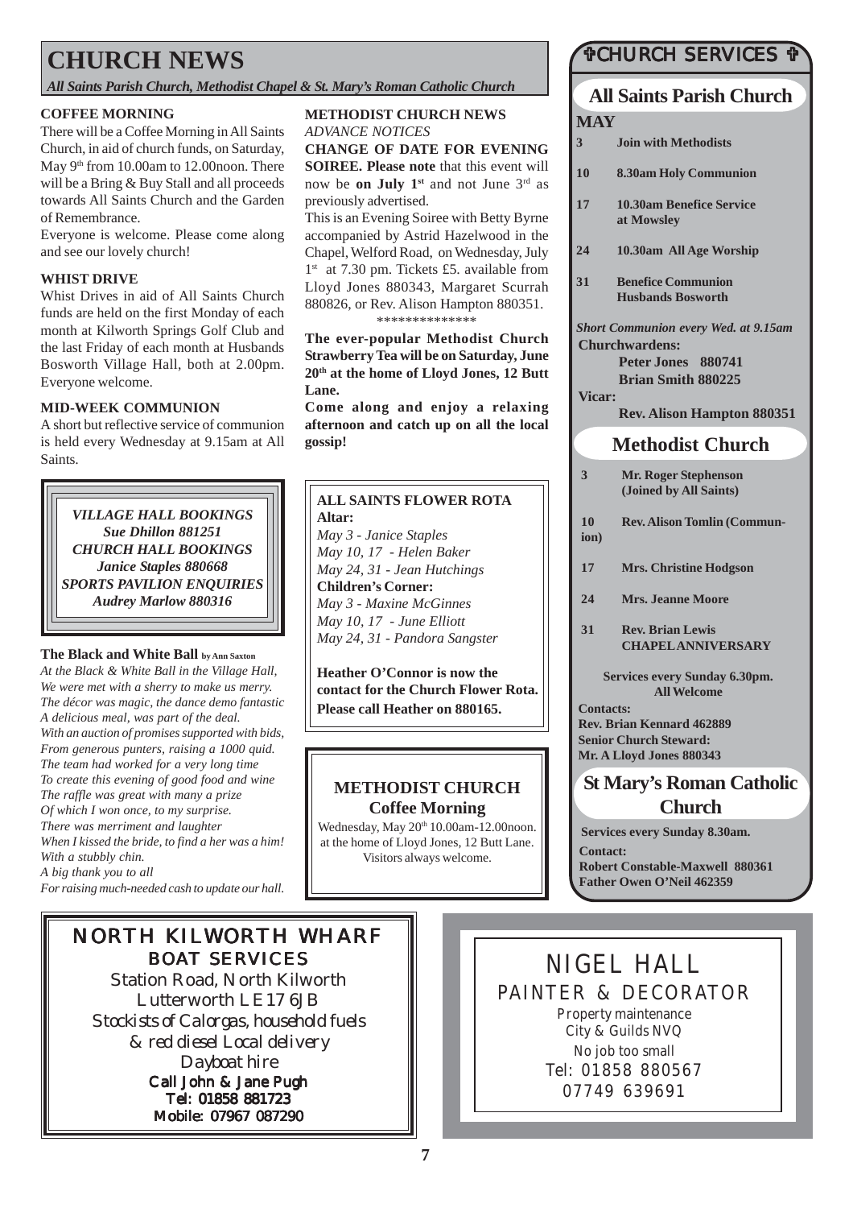# CHURCH NEWS

*All Saints Parish Church, Methodist Chapel & St. Mary's Roman Catholic Church*

### COFFEE MORNING

There will be a Coffee Morning in All Saints Church, in aid of church funds, on Saturday, May 9th from 10.00am to 12.00noon. There will be a Bring & Buy Stall and all proceeds towards All Saints Church and the Garden of Remembrance.

Everyone is welcome. Please come along and see our lovely church!

### WHIST DRIVE

Whist Drives in aid of All Saints Church funds are held on the first Monday of each month at Kilworth Springs Golf Club and the last Friday of each month at Husbands Bosworth Village Hall, both at 2.00pm. Everyone welcome.

### MID-WEEK COMMUNION

A short but reflective service of communion is held every Wednesday at 9.15am at All Saints.

***VILLAGE HALL BOOKINGS***
***Sue Dhillon 881251***
***CHURCH HALL BOOKINGS***
***Janice Staples 880668***
***SPORTS PAVILION ENQUIRIES***
***Audrey Marlow 880316***

### The Black and White Ball by Ann Saxton

*At the Black & White Ball in the Village Hall,*
*We were met with a sherry to make us merry.*
*The décor was magic, the dance demo fantastic*
*A delicious meal, was part of the deal.*
*With an auction of promises supported with bids,*
*From generous punters, raising a 1000 quid.*
*The team had worked for a very long time*
*To create this evening of good food and wine*
*The raffle was great with many a prize*
*Of which I won once, to my surprise.*
*There was merriment and laughter*
*When I kissed the bride, to find a her was a him!*
*With a stubbly chin.*
*A big thank you to all*
*For raising much-needed cash to update our hall.*

### METHODIST CHURCH NEWS

*ADVANCE NOTICES*

**CHANGE OF DATE FOR EVENING SOIREE. Please note** that this event will now be **on July 1st** and not June 3rd as previously advertised.

This is an Evening Soiree with Betty Byrne accompanied by Astrid Hazelwood in the Chapel, Welford Road, on Wednesday, July 1st at 7.30 pm. Tickets £5. available from Lloyd Jones 880343, Margaret Scurrah 880826, or Rev. Alison Hampton 880351.

**************

**The ever-popular Methodist Church Strawberry Tea will be on Saturday, June 20th at the home of Lloyd Jones, 12 Butt Lane.**

**Come along and enjoy a relaxing afternoon and catch up on all the local gossip!**

### ALL SAINTS FLOWER ROTA

**Altar:**
*May 3 - Janice Staples*
*May 10, 17 - Helen Baker*
*May 24, 31 - Jean Hutchings*

**Children's Corner:**
*May 3 - Maxine McGinnes*
*May 10, 17 - June Elliott*
*May 24, 31 - Pandora Sangster*

**Heather O'Connor is now the contact for the Church Flower Rota. Please call Heather on 880165.**

### METHODIST CHURCH Coffee Morning

Wednesday, May 20th 10.00am-12.00noon. at the home of Lloyd Jones, 12 Butt Lane. Visitors always welcome.

## ✞CHURCH SERVICES ✞

### All Saints Parish Church

**MAY**

| | |
|---|---|
| 3 | Join with Methodists |
| 10 | 8.30am Holy Communion |
| 17 | 10.30am Benefice Service at Mowsley |
| 24 | 10.30am All Age Worship |
| 31 | Benefice Communion Husbands Bosworth |

*Short Communion every Wed. at 9.15am*

**Churchwardens:**
**Peter Jones 880741**
**Brian Smith 880225**

**Vicar:**
**Rev. Alison Hampton 880351**

### Methodist Church

| | |
|---|---|
| 3 | Mr. Roger Stephenson (Joined by All Saints) |
| 10 | Rev. Alison Tomlin (Communion) |
| 17 | Mrs. Christine Hodgson |
| 24 | Mrs. Jeanne Moore |
| 31 | Rev. Brian Lewis CHAPEL ANNIVERSARY |

**Services every Sunday 6.30pm. All Welcome**

**Contacts:**
**Rev. Brian Kennard 462889**
**Senior Church Steward:**
**Mr. A Lloyd Jones 880343**

### St Mary's Roman Catholic Church

**Services every Sunday 8.30am.**

**Contact:**
**Robert Constable-Maxwell 880361**
**Father Owen O'Neil 462359**

## NORTH KILWORTH WHARF BOAT SERVICES

Station Road, North Kilworth
Lutterworth LE17 6JB
*Stockists of Calorgas, household fuels & red diesel Local delivery*
*Dayboat hire*
**Call John & Jane Pugh**
**Tel: 01858 881723**
**Mobile: 07967 087290**

## NIGEL HALL

PAINTER & DECORATOR

Property maintenance
City & Guilds NVQ
No job too small
Tel: 01858 880567
07749 639691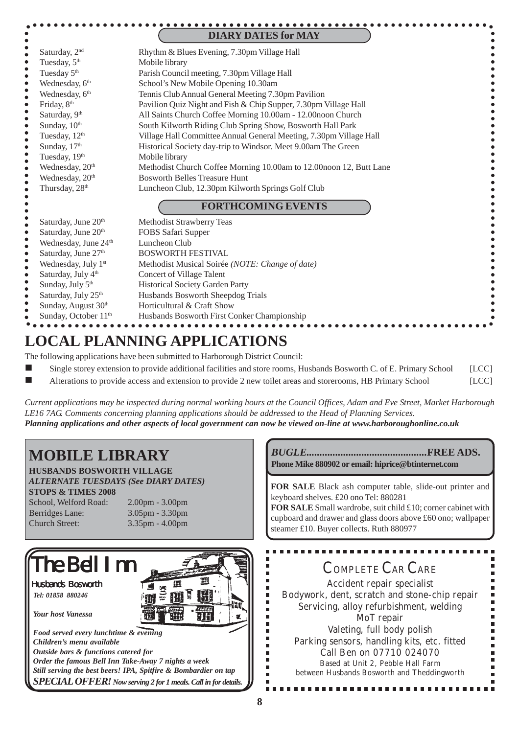## DIARY DATES for MAY

| | |
|---|---|
| Saturday, 2nd | Rhythm & Blues Evening, 7.30pm Village Hall |
| Tuesday, 5th | Mobile library |
| Tuesday 5th | Parish Council meeting, 7.30pm Village Hall |
| Wednesday, 6th | School's New Mobile Opening 10.30am |
| Wednesday, 6th | Tennis Club Annual General Meeting 7.30pm Pavilion |
| Friday, 8th | Pavilion Quiz Night and Fish & Chip Supper, 7.30pm Village Hall |
| Saturday, 9th | All Saints Church Coffee Morning 10.00am - 12.00noon Church |
| Sunday, 10th | South Kilworth Riding Club Spring Show, Bosworth Hall Park |
| Tuesday, 12th | Village Hall Committee Annual General Meeting, 7.30pm Village Hall |
| Sunday, 17th | Historical Society day-trip to Windsor. Meet 9.00am The Green |
| Tuesday, 19th | Mobile library |
| Wednesday, 20th | Methodist Church Coffee Morning 10.00am to 12.00noon 12, Butt Lane |
| Wednesday, 20th | Bosworth Belles Treasure Hunt |
| Thursday, 28th | Luncheon Club, 12.30pm Kilworth Springs Golf Club |

## FORTHCOMING EVENTS

| | |
|---|---|
| Saturday, June 20th | Methodist Strawberry Teas |
| Saturday, June 20th | FOBS Safari Supper |
| Wednesday, June 24th | Luncheon Club |
| Saturday, June 27th | BOSWORTH FESTIVAL |
| Wednesday, July 1st | Methodist Musical Soirée *(NOTE: Change of date)* |
| Saturday, July 4th | Concert of Village Talent |
| Sunday, July 5th | Historical Society Garden Party |
| Saturday, July 25th | Husbands Bosworth Sheepdog Trials |
| Sunday, August 30th | Horticultural & Craft Show |
| Sunday, October 11th | Husbands Bosworth First Conker Championship |

# LOCAL PLANNING APPLICATIONS

The following applications have been submitted to Harborough District Council:

- Single storey extension to provide additional facilities and store rooms, Husbands Bosworth C. of E. Primary School [LCC]
- Alterations to provide access and extension to provide 2 new toilet areas and storerooms, HB Primary School [LCC]

*Current applications may be inspected during normal working hours at the Council Offices, Adam and Eve Street, Market Harborough LE16 7AG. Comments concerning planning applications should be addressed to the Head of Planning Services.*
***Planning applications and other aspects of local government can now be viewed on-line at www.harboroughonline.co.uk***

# MOBILE LIBRARY

**HUSBANDS BOSWORTH VILLAGE**
***ALTERNATE TUESDAYS (See DIARY DATES)***
**STOPS & TIMES 2008**

| | |
|---|---|
| School, Welford Road: | 2.00pm - 3.00pm |
| Berridges Lane: | 3.05pm - 3.30pm |
| Church Street: | 3.35pm - 4.00pm |

***BUGLE*..............................................FREE ADS.**
**Phone Mike 880902 or email: hiprice@btinternet.com**

**FOR SALE** Black ash computer table, slide-out printer and keyboard shelves. £20 ono Tel: 880281
**FOR SALE** Small wardrobe, suit child £10; corner cabinet with cupboard and drawer and glass doors above £60 ono; wallpaper steamer £10. Buyer collects. Ruth 880977

# The Bell Inn

Husbands Bosworth
*Tel: 01858 880246*

*Your host Vanessa*

***Food served every lunchtime & evening***
***Children's menu available***
***Outside bars & functions catered for***
***Order the famous Bell Inn Take-Away 7 nights a week***
***Still serving the best beers! IPA, Spitfire & Bombardier on tap***
***SPECIAL OFFER! Now serving 2 for 1 meals. Call in for details.***

## COMPLETE CAR CARE

Accident repair specialist
Bodywork, dent, scratch and stone-chip repair
Servicing, alloy refurbishment, welding
MoT repair
Valeting, full body polish
Parking sensors, handling kits, etc. fitted
Call Ben on 07710 024070
Based at Unit 2, Pebble Hall Farm
between Husbands Bosworth and Theddingworth